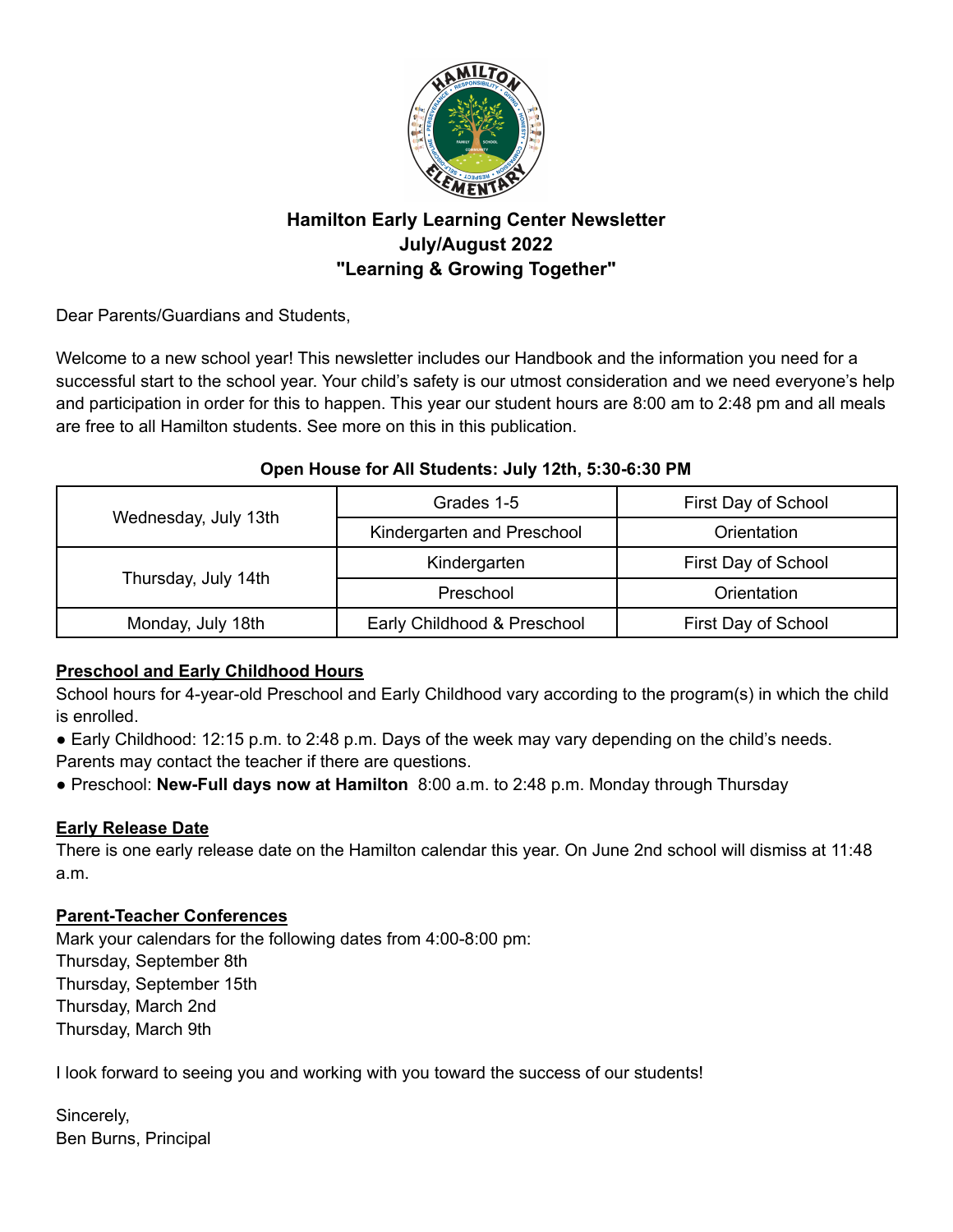# Hamilton Early Learning Center Newsletter
## July/August 2022
## "Learning & Growing Together"

Dear Parents/Guardians and Students,

Welcome to a new school year! This newsletter includes our Handbook and the information you need for a successful start to the school year. Your child's safety is our utmost consideration and we need everyone's help and participation in order for this to happen. This year our student hours are 8:00 am to 2:48 pm and all meals are free to all Hamilton students. See more on this in this publication.

**Open House for All Students: July 12th, 5:30-6:30 PM**

| Date | Group | Event |
|---|---|---|
| Wednesday, July 13th | Grades 1-5 | First Day of School |
| | Kindergarten and Preschool | Orientation |
| Thursday, July 14th | Kindergarten | First Day of School |
| | Preschool | Orientation |
| Monday, July 18th | Early Childhood & Preschool | First Day of School |

**Preschool and Early Childhood Hours**

School hours for 4-year-old Preschool and Early Childhood vary according to the program(s) in which the child is enrolled.

- Early Childhood: 12:15 p.m. to 2:48 p.m. Days of the week may vary depending on the child's needs. Parents may contact the teacher if there are questions.
- Preschool: **New-Full days now at Hamilton** 8:00 a.m. to 2:48 p.m. Monday through Thursday

**Early Release Date**

There is one early release date on the Hamilton calendar this year. On June 2nd school will dismiss at 11:48 a.m.

**Parent-Teacher Conferences**

Mark your calendars for the following dates from 4:00-8:00 pm:
Thursday, September 8th
Thursday, September 15th
Thursday, March 2nd
Thursday, March 9th

I look forward to seeing you and working with you toward the success of our students!

Sincerely,
Ben Burns, Principal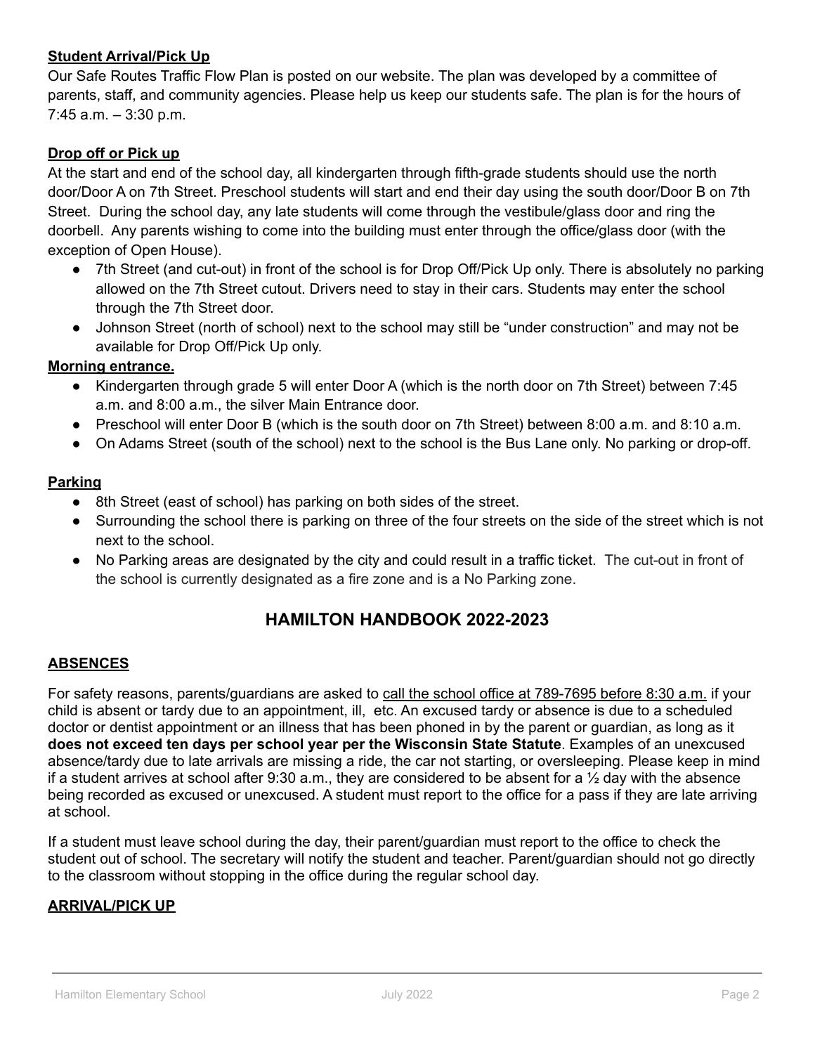**Student Arrival/Pick Up**

Our Safe Routes Traffic Flow Plan is posted on our website. The plan was developed by a committee of parents, staff, and community agencies. Please help us keep our students safe. The plan is for the hours of 7:45 a.m. – 3:30 p.m.

**Drop off or Pick up**

At the start and end of the school day, all kindergarten through fifth-grade students should use the north door/Door A on 7th Street. Preschool students will start and end their day using the south door/Door B on 7th Street. During the school day, any late students will come through the vestibule/glass door and ring the doorbell. Any parents wishing to come into the building must enter through the office/glass door (with the exception of Open House).

- 7th Street (and cut-out) in front of the school is for Drop Off/Pick Up only. There is absolutely no parking allowed on the 7th Street cutout. Drivers need to stay in their cars. Students may enter the school through the 7th Street door.
- Johnson Street (north of school) next to the school may still be "under construction" and may not be available for Drop Off/Pick Up only.

**Morning entrance.**

- Kindergarten through grade 5 will enter Door A (which is the north door on 7th Street) between 7:45 a.m. and 8:00 a.m., the silver Main Entrance door.
- Preschool will enter Door B (which is the south door on 7th Street) between 8:00 a.m. and 8:10 a.m.
- On Adams Street (south of the school) next to the school is the Bus Lane only. No parking or drop-off.

**Parking**

- 8th Street (east of school) has parking on both sides of the street.
- Surrounding the school there is parking on three of the four streets on the side of the street which is not next to the school.
- No Parking areas are designated by the city and could result in a traffic ticket. The cut-out in front of the school is currently designated as a fire zone and is a No Parking zone.

## HAMILTON HANDBOOK 2022-2023

**ABSENCES**

For safety reasons, parents/guardians are asked to call the school office at 789-7695 before 8:30 a.m. if your child is absent or tardy due to an appointment, ill, etc. An excused tardy or absence is due to a scheduled doctor or dentist appointment or an illness that has been phoned in by the parent or guardian, as long as it **does not exceed ten days per school year per the Wisconsin State Statute**. Examples of an unexcused absence/tardy due to late arrivals are missing a ride, the car not starting, or oversleeping. Please keep in mind if a student arrives at school after 9:30 a.m., they are considered to be absent for a ½ day with the absence being recorded as excused or unexcused. A student must report to the office for a pass if they are late arriving at school.

If a student must leave school during the day, their parent/guardian must report to the office to check the student out of school. The secretary will notify the student and teacher. Parent/guardian should not go directly to the classroom without stopping in the office during the regular school day.

**ARRIVAL/PICK UP**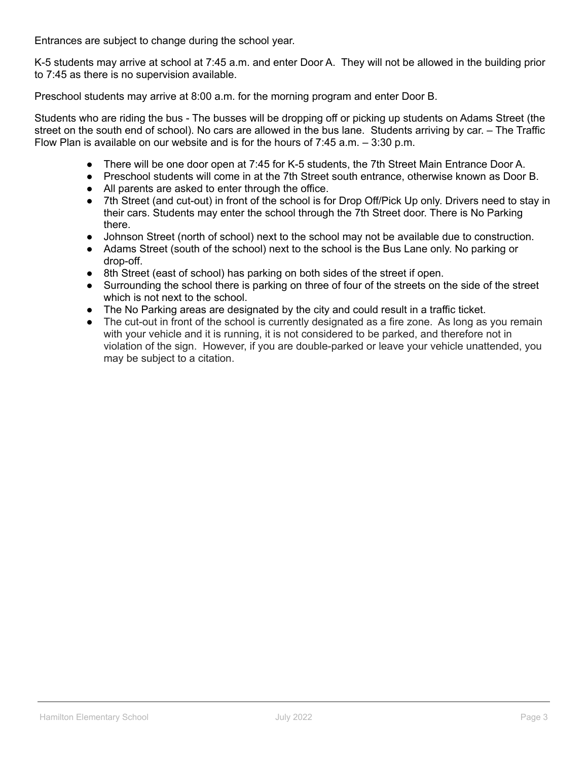Entrances are subject to change during the school year.

K-5 students may arrive at school at 7:45 a.m. and enter Door A. They will not be allowed in the building prior to 7:45 as there is no supervision available.

Preschool students may arrive at 8:00 a.m. for the morning program and enter Door B.

Students who are riding the bus - The busses will be dropping off or picking up students on Adams Street (the street on the south end of school). No cars are allowed in the bus lane. Students arriving by car. – The Traffic Flow Plan is available on our website and is for the hours of 7:45 a.m. – 3:30 p.m.

- There will be one door open at 7:45 for K-5 students, the 7th Street Main Entrance Door A.
- Preschool students will come in at the 7th Street south entrance, otherwise known as Door B.
- All parents are asked to enter through the office.
- 7th Street (and cut-out) in front of the school is for Drop Off/Pick Up only. Drivers need to stay in their cars. Students may enter the school through the 7th Street door. There is No Parking there.
- Johnson Street (north of school) next to the school may not be available due to construction.
- Adams Street (south of the school) next to the school is the Bus Lane only. No parking or drop-off.
- 8th Street (east of school) has parking on both sides of the street if open.
- Surrounding the school there is parking on three of four of the streets on the side of the street which is not next to the school.
- The No Parking areas are designated by the city and could result in a traffic ticket.
- The cut-out in front of the school is currently designated as a fire zone. As long as you remain with your vehicle and it is running, it is not considered to be parked, and therefore not in violation of the sign. However, if you are double-parked or leave your vehicle unattended, you may be subject to a citation.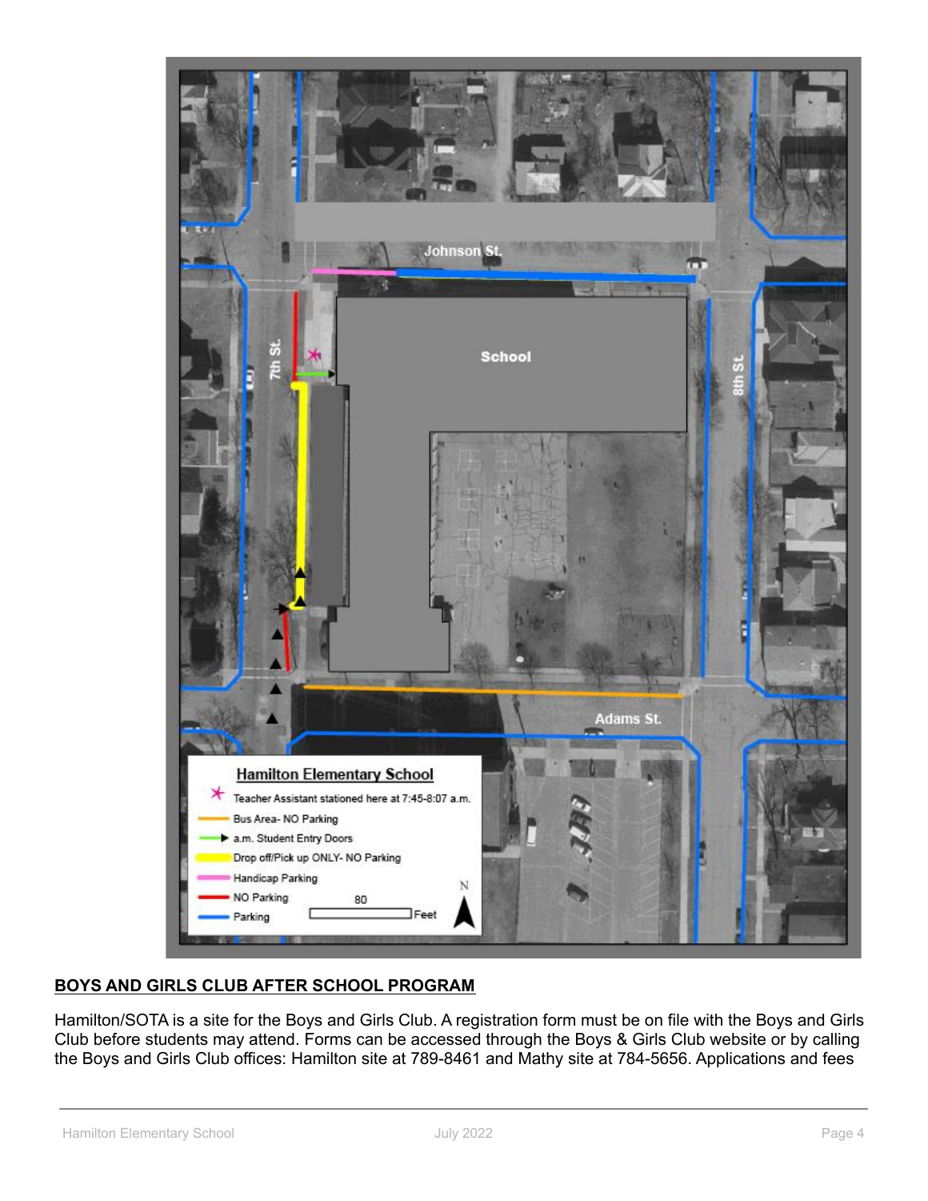**Hamilton Elementary School**

- Teacher Assistant stationed here at 7:45-8:07 a.m.
- Bus Area- NO Parking
- a.m. Student Entry Doors
- Drop off/Pick up ONLY- NO Parking
- Handicap Parking
- NO Parking
- Parking

## BOYS AND GIRLS CLUB AFTER SCHOOL PROGRAM

Hamilton/SOTA is a site for the Boys and Girls Club. A registration form must be on file with the Boys and Girls Club before students may attend. Forms can be accessed through the Boys & Girls Club website or by calling the Boys and Girls Club offices: Hamilton site at 789-8461 and Mathy site at 784-5656. Applications and fees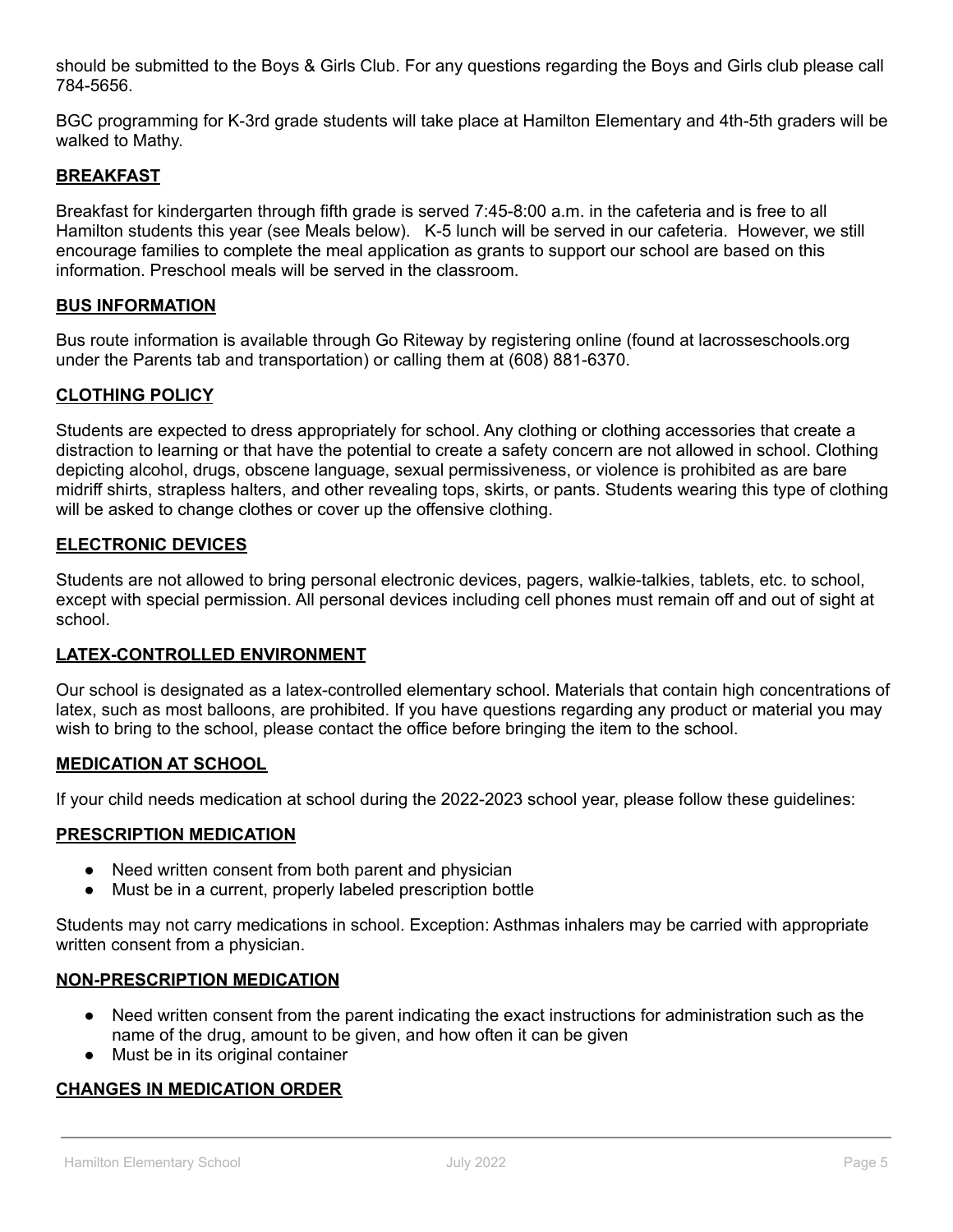should be submitted to the Boys & Girls Club. For any questions regarding the Boys and Girls club please call 784-5656.

BGC programming for K-3rd grade students will take place at Hamilton Elementary and 4th-5th graders will be walked to Mathy.

## BREAKFAST

Breakfast for kindergarten through fifth grade is served 7:45-8:00 a.m. in the cafeteria and is free to all Hamilton students this year (see Meals below). K-5 lunch will be served in our cafeteria. However, we still encourage families to complete the meal application as grants to support our school are based on this information. Preschool meals will be served in the classroom.

## BUS INFORMATION

Bus route information is available through Go Riteway by registering online (found at lacrosseschools.org under the Parents tab and transportation) or calling them at (608) 881-6370.

## CLOTHING POLICY

Students are expected to dress appropriately for school. Any clothing or clothing accessories that create a distraction to learning or that have the potential to create a safety concern are not allowed in school. Clothing depicting alcohol, drugs, obscene language, sexual permissiveness, or violence is prohibited as are bare midriff shirts, strapless halters, and other revealing tops, skirts, or pants. Students wearing this type of clothing will be asked to change clothes or cover up the offensive clothing.

## ELECTRONIC DEVICES

Students are not allowed to bring personal electronic devices, pagers, walkie-talkies, tablets, etc. to school, except with special permission. All personal devices including cell phones must remain off and out of sight at school.

## LATEX-CONTROLLED ENVIRONMENT

Our school is designated as a latex-controlled elementary school. Materials that contain high concentrations of latex, such as most balloons, are prohibited. If you have questions regarding any product or material you may wish to bring to the school, please contact the office before bringing the item to the school.

## MEDICATION AT SCHOOL

If your child needs medication at school during the 2022-2023 school year, please follow these guidelines:

## PRESCRIPTION MEDICATION

- Need written consent from both parent and physician
- Must be in a current, properly labeled prescription bottle

Students may not carry medications in school. Exception: Asthmas inhalers may be carried with appropriate written consent from a physician.

## NON-PRESCRIPTION MEDICATION

- Need written consent from the parent indicating the exact instructions for administration such as the name of the drug, amount to be given, and how often it can be given
- Must be in its original container

## CHANGES IN MEDICATION ORDER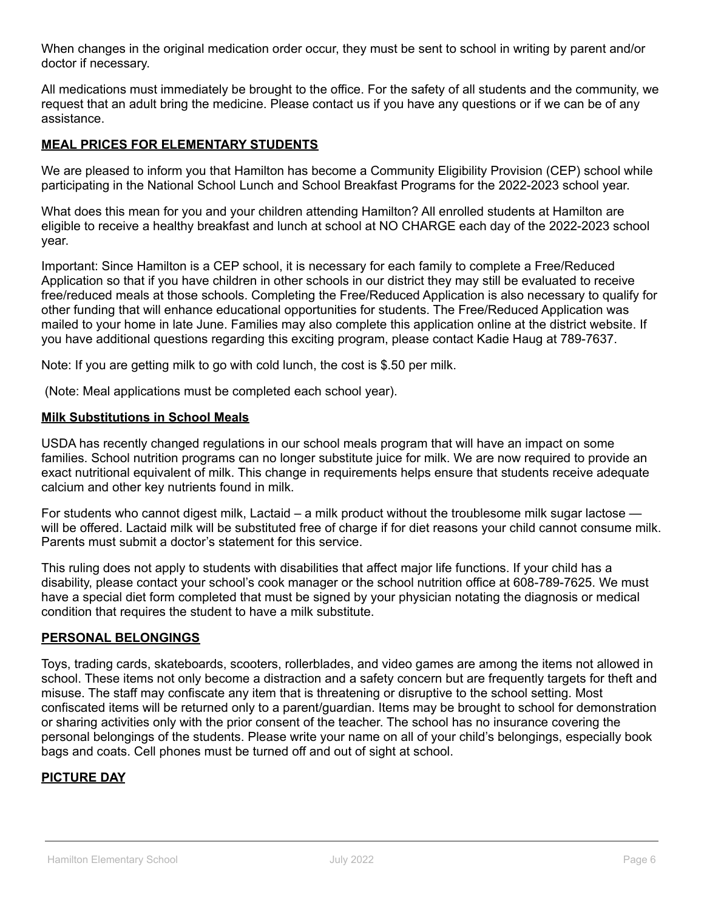When changes in the original medication order occur, they must be sent to school in writing by parent and/or doctor if necessary.

All medications must immediately be brought to the office. For the safety of all students and the community, we request that an adult bring the medicine. Please contact us if you have any questions or if we can be of any assistance.

## MEAL PRICES FOR ELEMENTARY STUDENTS

We are pleased to inform you that Hamilton has become a Community Eligibility Provision (CEP) school while participating in the National School Lunch and School Breakfast Programs for the 2022-2023 school year.

What does this mean for you and your children attending Hamilton? All enrolled students at Hamilton are eligible to receive a healthy breakfast and lunch at school at NO CHARGE each day of the 2022-2023 school year.

Important: Since Hamilton is a CEP school, it is necessary for each family to complete a Free/Reduced Application so that if you have children in other schools in our district they may still be evaluated to receive free/reduced meals at those schools. Completing the Free/Reduced Application is also necessary to qualify for other funding that will enhance educational opportunities for students. The Free/Reduced Application was mailed to your home in late June. Families may also complete this application online at the district website. If you have additional questions regarding this exciting program, please contact Kadie Haug at 789-7637.

Note: If you are getting milk to go with cold lunch, the cost is $.50 per milk.

(Note: Meal applications must be completed each school year).

## Milk Substitutions in School Meals

USDA has recently changed regulations in our school meals program that will have an impact on some families. School nutrition programs can no longer substitute juice for milk. We are now required to provide an exact nutritional equivalent of milk. This change in requirements helps ensure that students receive adequate calcium and other key nutrients found in milk.

For students who cannot digest milk, Lactaid – a milk product without the troublesome milk sugar lactose — will be offered. Lactaid milk will be substituted free of charge if for diet reasons your child cannot consume milk. Parents must submit a doctor's statement for this service.

This ruling does not apply to students with disabilities that affect major life functions. If your child has a disability, please contact your school's cook manager or the school nutrition office at 608-789-7625. We must have a special diet form completed that must be signed by your physician notating the diagnosis or medical condition that requires the student to have a milk substitute.

## PERSONAL BELONGINGS

Toys, trading cards, skateboards, scooters, rollerblades, and video games are among the items not allowed in school. These items not only become a distraction and a safety concern but are frequently targets for theft and misuse. The staff may confiscate any item that is threatening or disruptive to the school setting. Most confiscated items will be returned only to a parent/guardian. Items may be brought to school for demonstration or sharing activities only with the prior consent of the teacher. The school has no insurance covering the personal belongings of the students. Please write your name on all of your child's belongings, especially book bags and coats. Cell phones must be turned off and out of sight at school.

## PICTURE DAY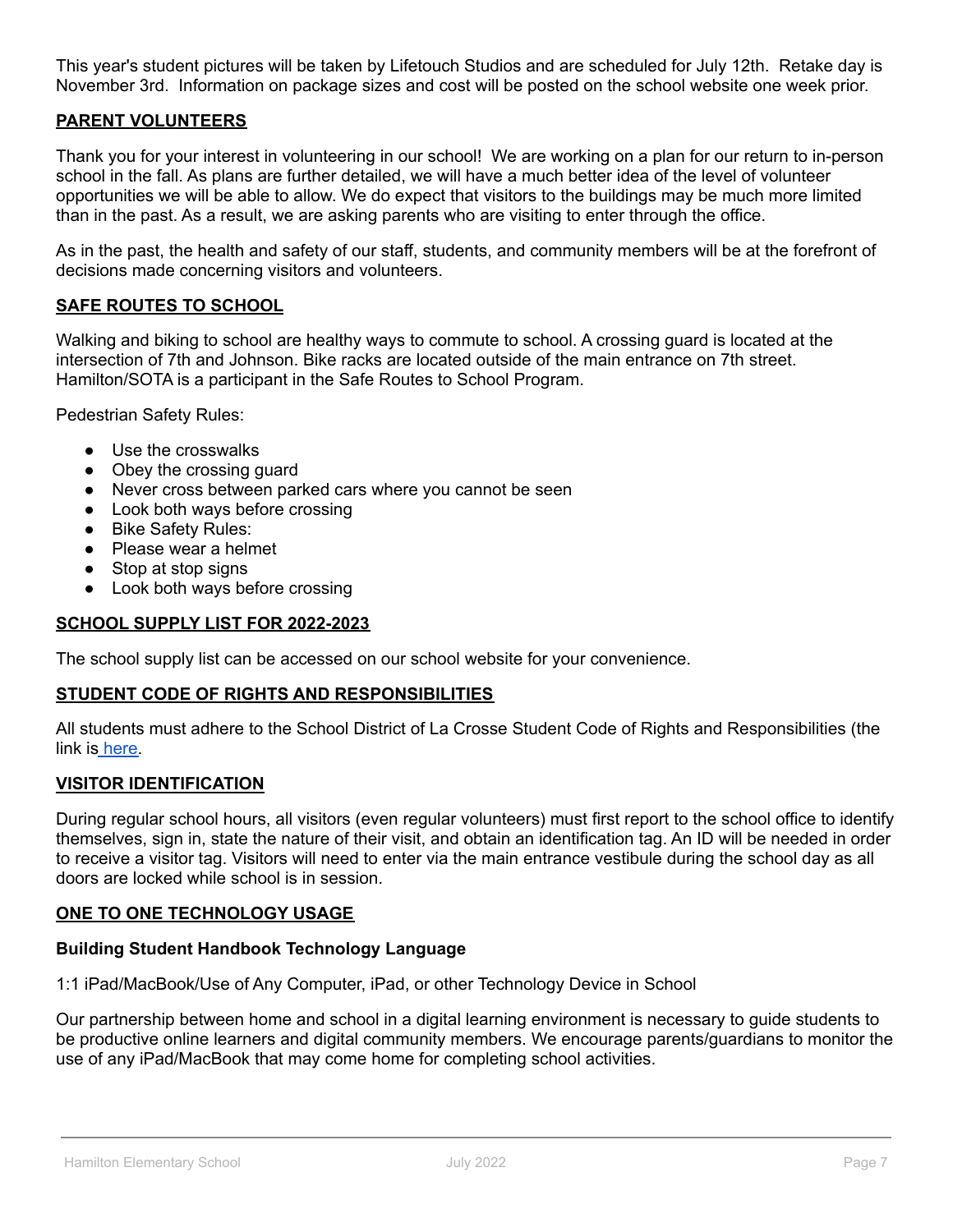This year's student pictures will be taken by Lifetouch Studios and are scheduled for July 12th.  Retake day is November 3rd.  Information on package sizes and cost will be posted on the school website one week prior.

## PARENT VOLUNTEERS

Thank you for your interest in volunteering in our school!  We are working on a plan for our return to in-person school in the fall. As plans are further detailed, we will have a much better idea of the level of volunteer opportunities we will be able to allow. We do expect that visitors to the buildings may be much more limited than in the past. As a result, we are asking parents who are visiting to enter through the office.

As in the past, the health and safety of our staff, students, and community members will be at the forefront of decisions made concerning visitors and volunteers.

## SAFE ROUTES TO SCHOOL

Walking and biking to school are healthy ways to commute to school. A crossing guard is located at the intersection of 7th and Johnson. Bike racks are located outside of the main entrance on 7th street. Hamilton/SOTA is a participant in the Safe Routes to School Program.

Pedestrian Safety Rules:

- Use the crosswalks
- Obey the crossing guard
- Never cross between parked cars where you cannot be seen
- Look both ways before crossing
- Bike Safety Rules:
- Please wear a helmet
- Stop at stop signs
- Look both ways before crossing

## SCHOOL SUPPLY LIST FOR 2022-2023

The school supply list can be accessed on our school website for your convenience.

## STUDENT CODE OF RIGHTS AND RESPONSIBILITIES

All students must adhere to the School District of La Crosse Student Code of Rights and Responsibilities (the link is here.

## VISITOR IDENTIFICATION

During regular school hours, all visitors (even regular volunteers) must first report to the school office to identify themselves, sign in, state the nature of their visit, and obtain an identification tag. An ID will be needed in order to receive a visitor tag. Visitors will need to enter via the main entrance vestibule during the school day as all doors are locked while school is in session.

## ONE TO ONE TECHNOLOGY USAGE

### Building Student Handbook Technology Language

1:1 iPad/MacBook/Use of Any Computer, iPad, or other Technology Device in School

Our partnership between home and school in a digital learning environment is necessary to guide students to be productive online learners and digital community members. We encourage parents/guardians to monitor the use of any iPad/MacBook that may come home for completing school activities.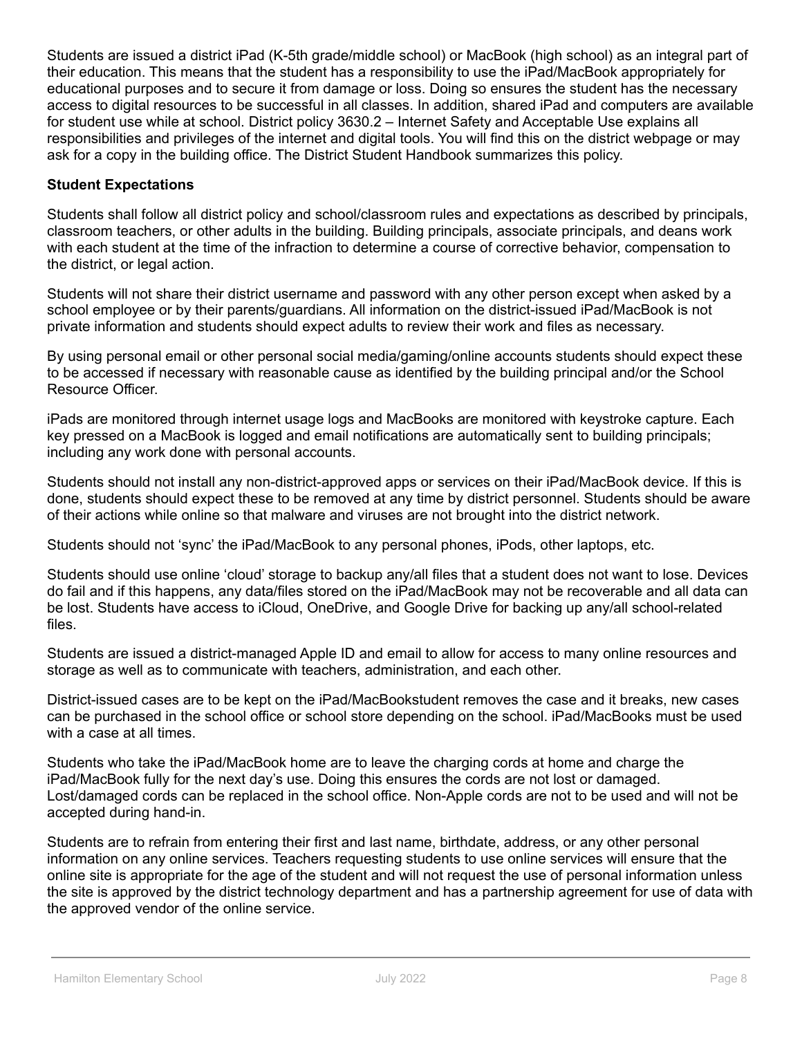Students are issued a district iPad (K-5th grade/middle school) or MacBook (high school) as an integral part of their education. This means that the student has a responsibility to use the iPad/MacBook appropriately for educational purposes and to secure it from damage or loss. Doing so ensures the student has the necessary access to digital resources to be successful in all classes. In addition, shared iPad and computers are available for student use while at school. District policy 3630.2 – Internet Safety and Acceptable Use explains all responsibilities and privileges of the internet and digital tools. You will find this on the district webpage or may ask for a copy in the building office. The District Student Handbook summarizes this policy.

**Student Expectations**

Students shall follow all district policy and school/classroom rules and expectations as described by principals, classroom teachers, or other adults in the building. Building principals, associate principals, and deans work with each student at the time of the infraction to determine a course of corrective behavior, compensation to the district, or legal action.

Students will not share their district username and password with any other person except when asked by a school employee or by their parents/guardians. All information on the district-issued iPad/MacBook is not private information and students should expect adults to review their work and files as necessary.

By using personal email or other personal social media/gaming/online accounts students should expect these to be accessed if necessary with reasonable cause as identified by the building principal and/or the School Resource Officer.

iPads are monitored through internet usage logs and MacBooks are monitored with keystroke capture. Each key pressed on a MacBook is logged and email notifications are automatically sent to building principals; including any work done with personal accounts.

Students should not install any non-district-approved apps or services on their iPad/MacBook device. If this is done, students should expect these to be removed at any time by district personnel. Students should be aware of their actions while online so that malware and viruses are not brought into the district network.

Students should not 'sync' the iPad/MacBook to any personal phones, iPods, other laptops, etc.

Students should use online 'cloud' storage to backup any/all files that a student does not want to lose. Devices do fail and if this happens, any data/files stored on the iPad/MacBook may not be recoverable and all data can be lost. Students have access to iCloud, OneDrive, and Google Drive for backing up any/all school-related files.

Students are issued a district-managed Apple ID and email to allow for access to many online resources and storage as well as to communicate with teachers, administration, and each other.

District-issued cases are to be kept on the iPad/MacBookstudent removes the case and it breaks, new cases can be purchased in the school office or school store depending on the school. iPad/MacBooks must be used with a case at all times.

Students who take the iPad/MacBook home are to leave the charging cords at home and charge the iPad/MacBook fully for the next day's use. Doing this ensures the cords are not lost or damaged. Lost/damaged cords can be replaced in the school office. Non-Apple cords are not to be used and will not be accepted during hand-in.

Students are to refrain from entering their first and last name, birthdate, address, or any other personal information on any online services. Teachers requesting students to use online services will ensure that the online site is appropriate for the age of the student and will not request the use of personal information unless the site is approved by the district technology department and has a partnership agreement for use of data with the approved vendor of the online service.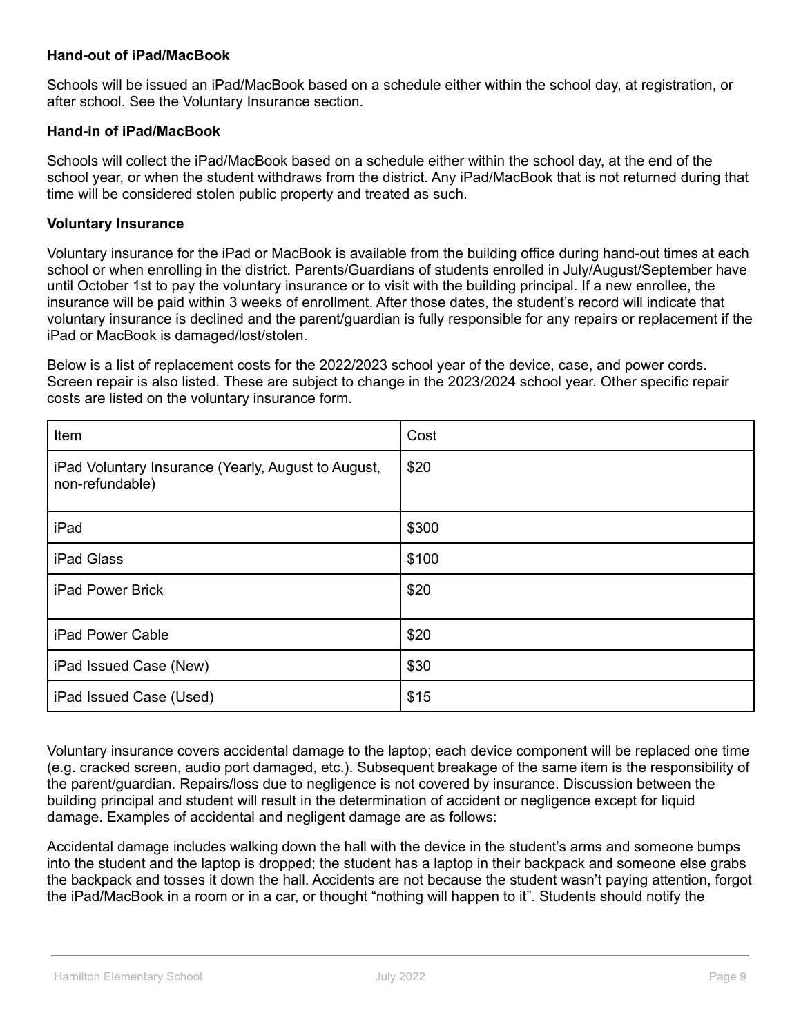**Hand-out of iPad/MacBook**

Schools will be issued an iPad/MacBook based on a schedule either within the school day, at registration, or after school. See the Voluntary Insurance section.

**Hand-in of iPad/MacBook**

Schools will collect the iPad/MacBook based on a schedule either within the school day, at the end of the school year, or when the student withdraws from the district. Any iPad/MacBook that is not returned during that time will be considered stolen public property and treated as such.

**Voluntary Insurance**

Voluntary insurance for the iPad or MacBook is available from the building office during hand-out times at each school or when enrolling in the district. Parents/Guardians of students enrolled in July/August/September have until October 1st to pay the voluntary insurance or to visit with the building principal. If a new enrollee, the insurance will be paid within 3 weeks of enrollment. After those dates, the student's record will indicate that voluntary insurance is declined and the parent/guardian is fully responsible for any repairs or replacement if the iPad or MacBook is damaged/lost/stolen.

Below is a list of replacement costs for the 2022/2023 school year of the device, case, and power cords. Screen repair is also listed. These are subject to change in the 2023/2024 school year. Other specific repair costs are listed on the voluntary insurance form.

| Item | Cost |
|---|---|
| iPad Voluntary Insurance (Yearly, August to August, non-refundable) | $20 |
| iPad | $300 |
| iPad Glass | $100 |
| iPad Power Brick | $20 |
| iPad Power Cable | $20 |
| iPad Issued Case (New) | $30 |
| iPad Issued Case (Used) | $15 |

Voluntary insurance covers accidental damage to the laptop; each device component will be replaced one time (e.g. cracked screen, audio port damaged, etc.). Subsequent breakage of the same item is the responsibility of the parent/guardian. Repairs/loss due to negligence is not covered by insurance. Discussion between the building principal and student will result in the determination of accident or negligence except for liquid damage. Examples of accidental and negligent damage are as follows:

Accidental damage includes walking down the hall with the device in the student's arms and someone bumps into the student and the laptop is dropped; the student has a laptop in their backpack and someone else grabs the backpack and tosses it down the hall. Accidents are not because the student wasn't paying attention, forgot the iPad/MacBook in a room or in a car, or thought "nothing will happen to it". Students should notify the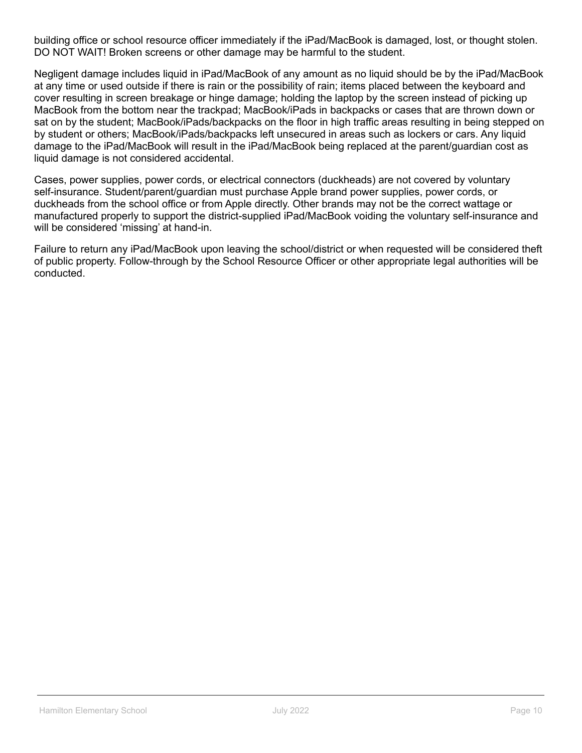building office or school resource officer immediately if the iPad/MacBook is damaged, lost, or thought stolen. DO NOT WAIT! Broken screens or other damage may be harmful to the student.

Negligent damage includes liquid in iPad/MacBook of any amount as no liquid should be by the iPad/MacBook at any time or used outside if there is rain or the possibility of rain; items placed between the keyboard and cover resulting in screen breakage or hinge damage; holding the laptop by the screen instead of picking up MacBook from the bottom near the trackpad; MacBook/iPads in backpacks or cases that are thrown down or sat on by the student; MacBook/iPads/backpacks on the floor in high traffic areas resulting in being stepped on by student or others; MacBook/iPads/backpacks left unsecured in areas such as lockers or cars. Any liquid damage to the iPad/MacBook will result in the iPad/MacBook being replaced at the parent/guardian cost as liquid damage is not considered accidental.

Cases, power supplies, power cords, or electrical connectors (duckheads) are not covered by voluntary self-insurance. Student/parent/guardian must purchase Apple brand power supplies, power cords, or duckheads from the school office or from Apple directly. Other brands may not be the correct wattage or manufactured properly to support the district-supplied iPad/MacBook voiding the voluntary self-insurance and will be considered 'missing' at hand-in.

Failure to return any iPad/MacBook upon leaving the school/district or when requested will be considered theft of public property. Follow-through by the School Resource Officer or other appropriate legal authorities will be conducted.